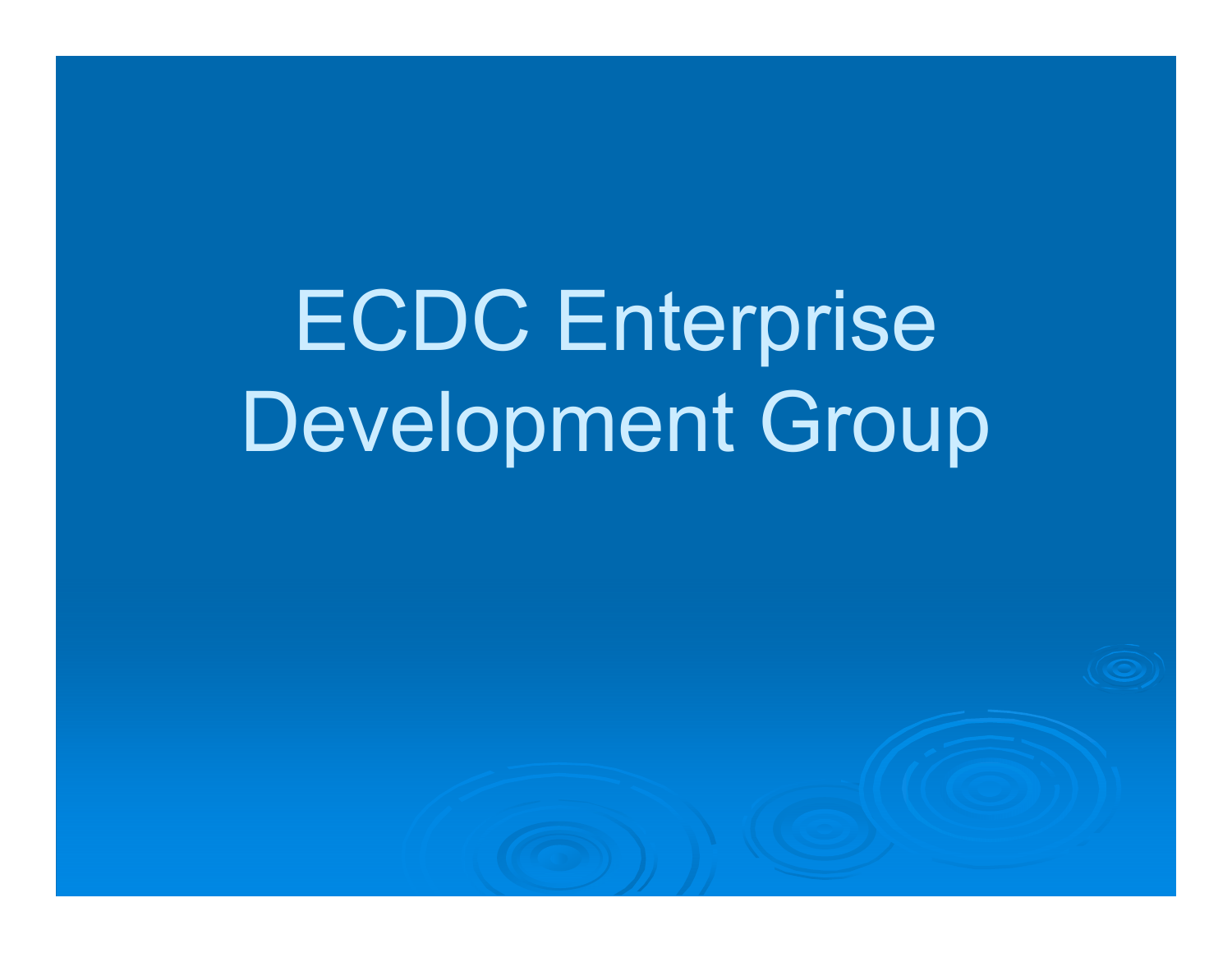# ECDC Enterprise Development Group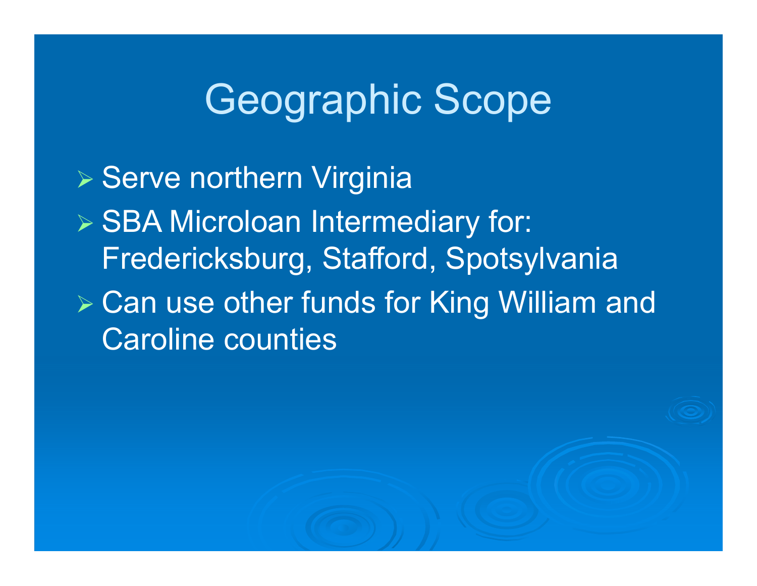# Geographic Scope

- Serve northern Virginia
- SBA Microloan Intermediary for: Fredericksburg, Stafford, Spotsylvania
- Can use other funds for King William and Caroline counties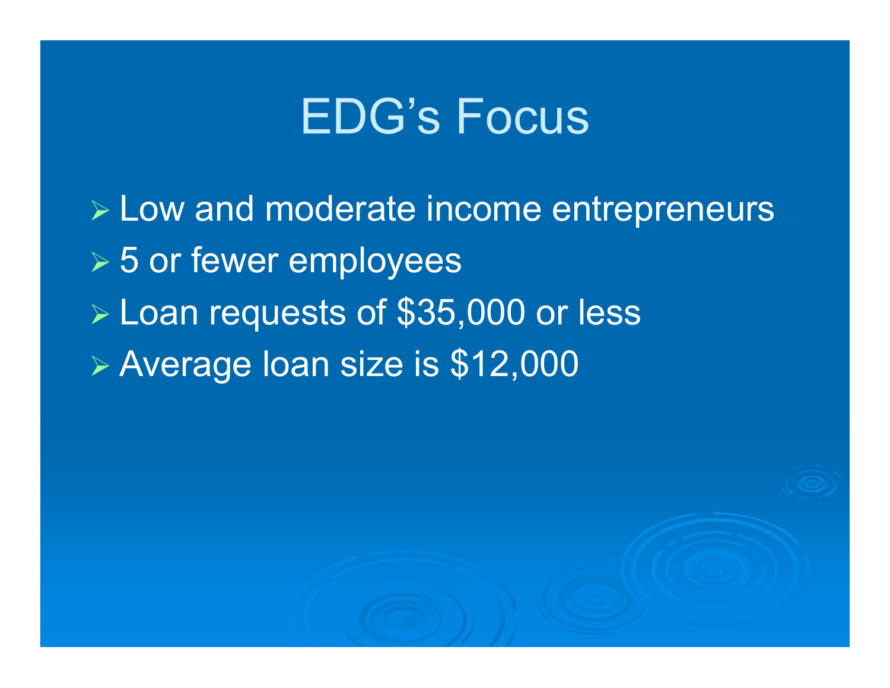# EDG's Focus

- Low and moderate income entrepreneurs
- 5 or fewer employees
- Loan requests of $35,000 or less
- Average loan size is $12,000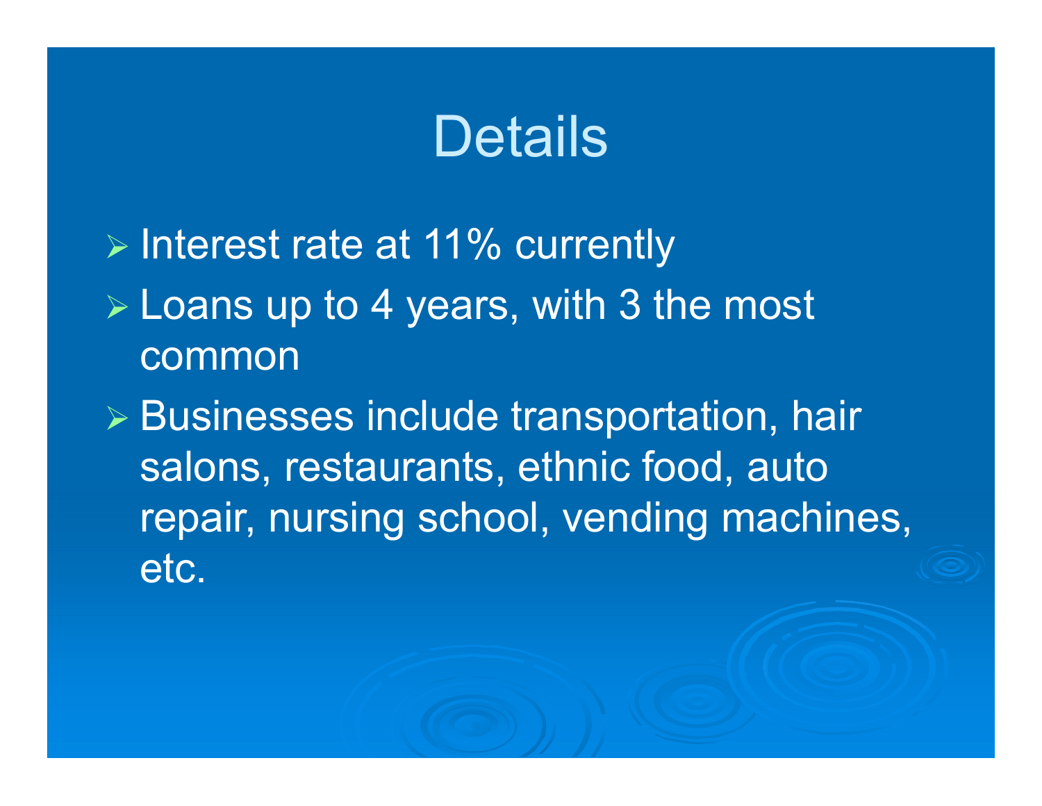# Details

- Interest rate at 11% currently
- Loans up to 4 years, with 3 the most common
- Businesses include transportation, hair salons, restaurants, ethnic food, auto repair, nursing school, vending machines, etc.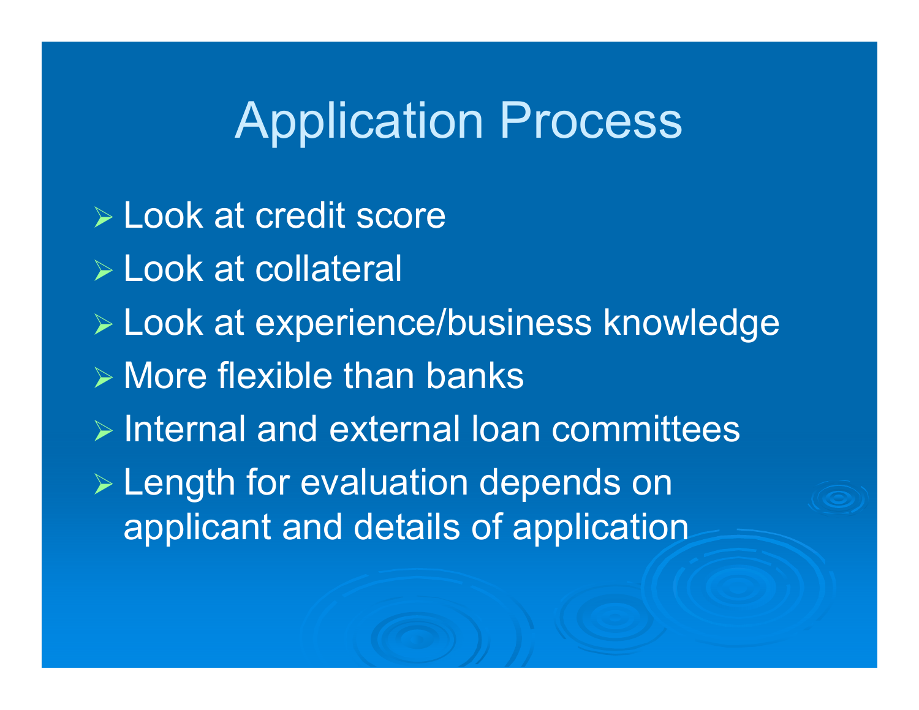# Application Process

- Look at credit score
- Look at collateral
- Look at experience/business knowledge
- More flexible than banks
- Internal and external loan committees
- Length for evaluation depends on applicant and details of application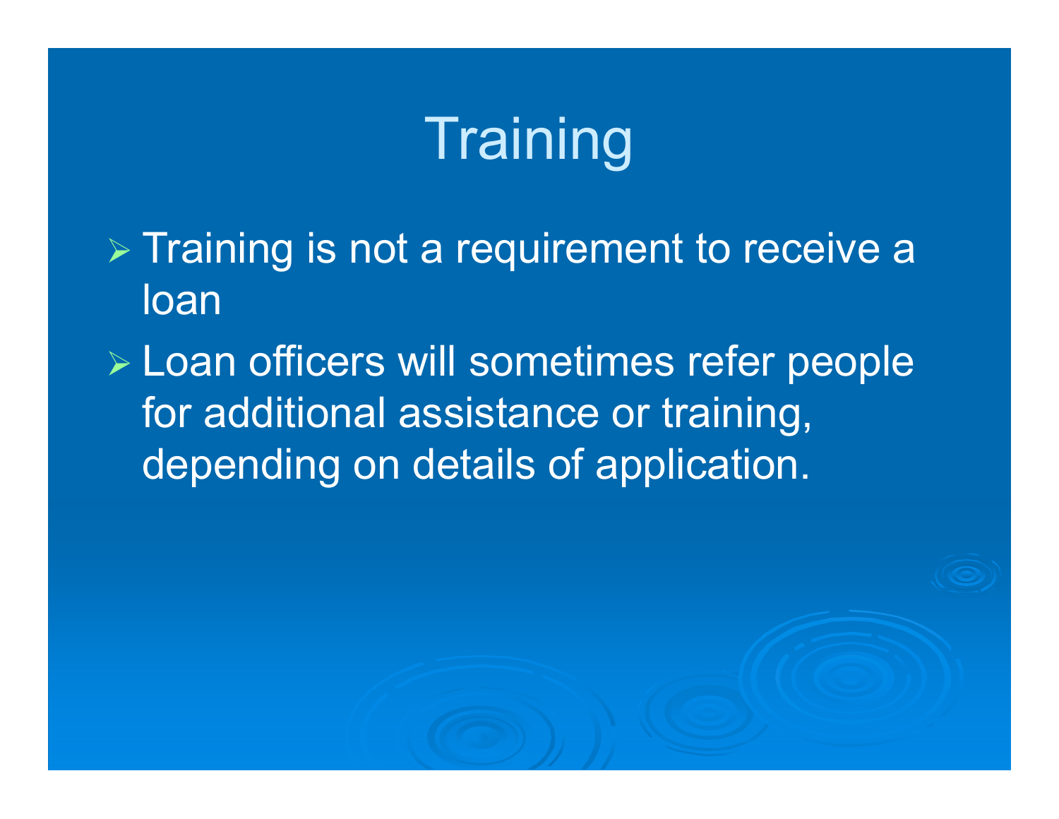# Training

- Training is not a requirement to receive a loan
- Loan officers will sometimes refer people for additional assistance or training, depending on details of application.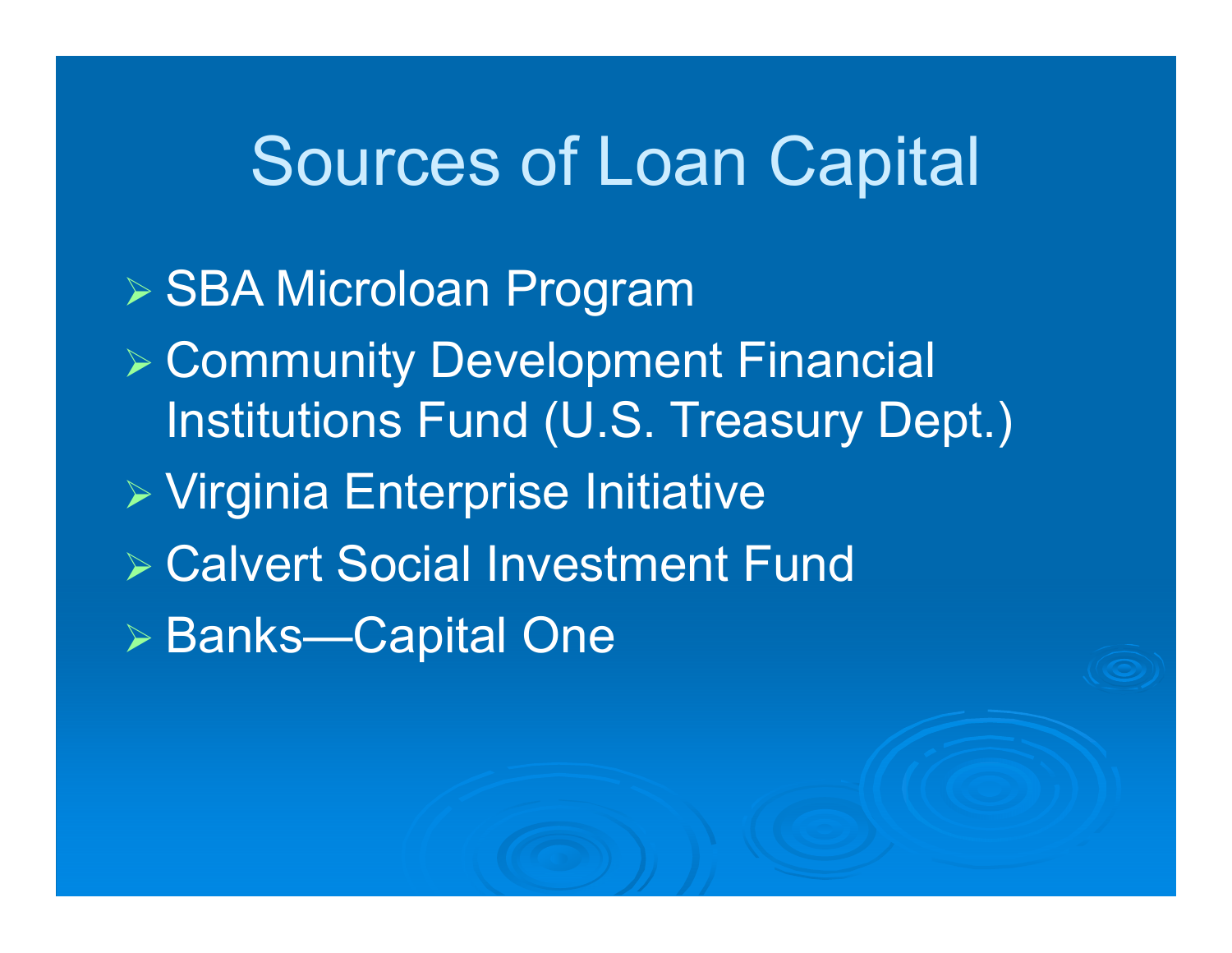# Sources of Loan Capital

- SBA Microloan Program
- Community Development Financial Institutions Fund (U.S. Treasury Dept.)
- Virginia Enterprise Initiative
- Calvert Social Investment Fund
- Banks—Capital One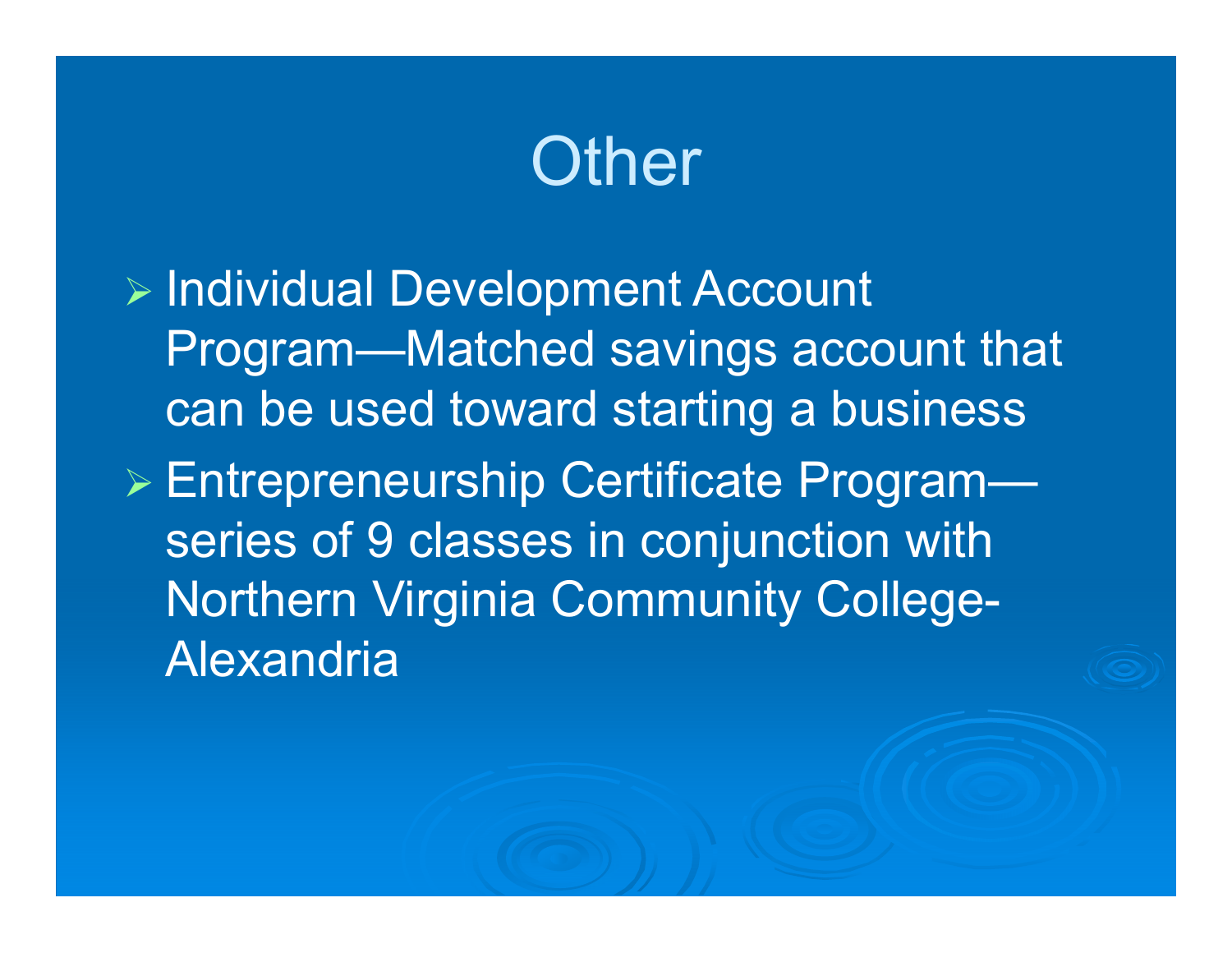# Other

- Individual Development Account Program—Matched savings account that can be used toward starting a business
- Entrepreneurship Certificate Program—series of 9 classes in conjunction with Northern Virginia Community College-Alexandria